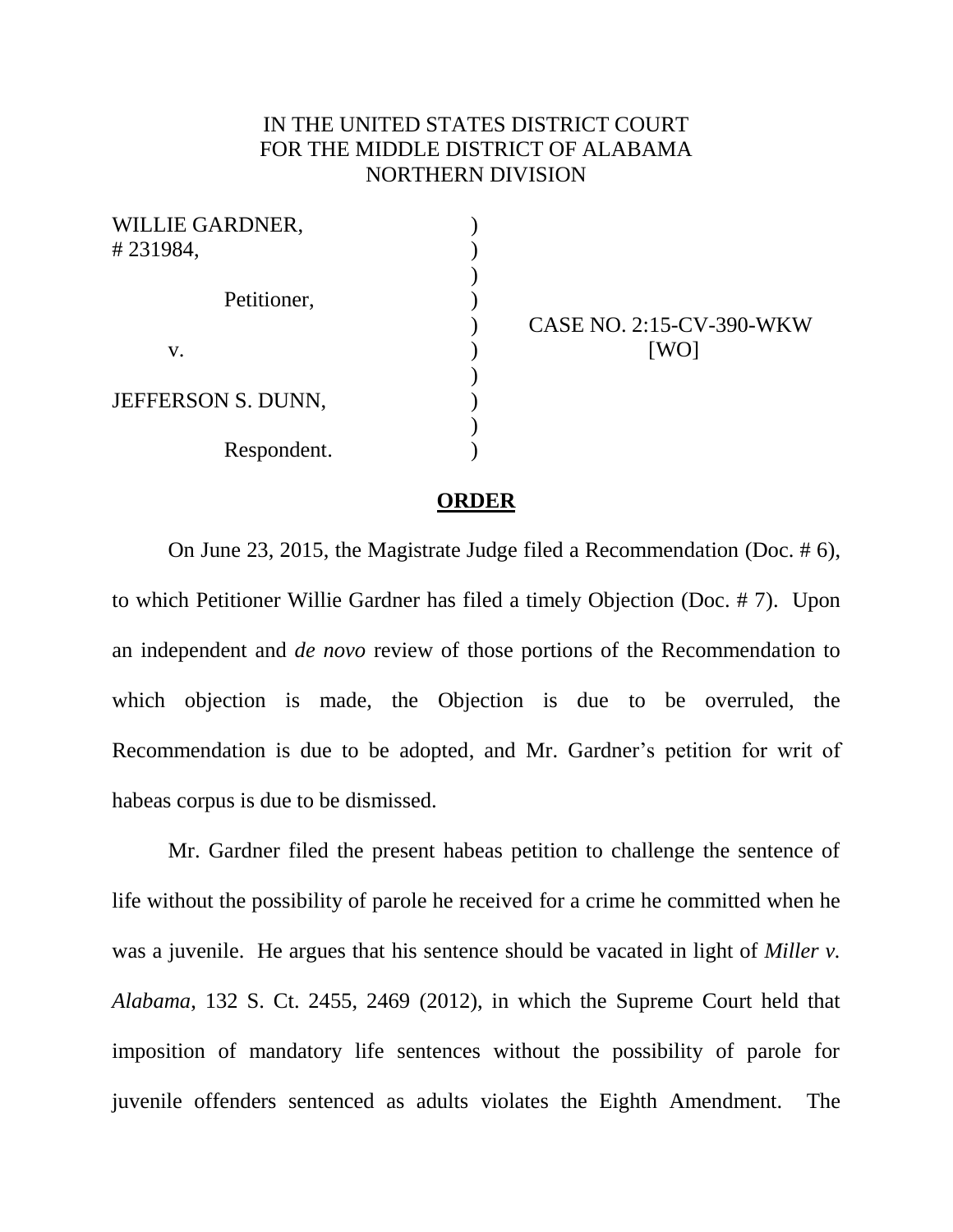IN THE UNITED STATES DISTRICT COURT
FOR THE MIDDLE DISTRICT OF ALABAMA
NORTHERN DIVISION

| | | |
|---|---|---|
| WILLIE GARDNER, # 231984, | ) | |
| Petitioner, | ) | |
| v. | ) | CASE NO. 2:15-CV-390-WKW [WO] |
| JEFFERSON S. DUNN, | ) | |
| Respondent. | ) | |

## ORDER

On June 23, 2015, the Magistrate Judge filed a Recommendation (Doc. # 6), to which Petitioner Willie Gardner has filed a timely Objection (Doc. # 7). Upon an independent and *de novo* review of those portions of the Recommendation to which objection is made, the Objection is due to be overruled, the Recommendation is due to be adopted, and Mr. Gardner's petition for writ of habeas corpus is due to be dismissed.

Mr. Gardner filed the present habeas petition to challenge the sentence of life without the possibility of parole he received for a crime he committed when he was a juvenile. He argues that his sentence should be vacated in light of *Miller v. Alabama*, 132 S. Ct. 2455, 2469 (2012), in which the Supreme Court held that imposition of mandatory life sentences without the possibility of parole for juvenile offenders sentenced as adults violates the Eighth Amendment. The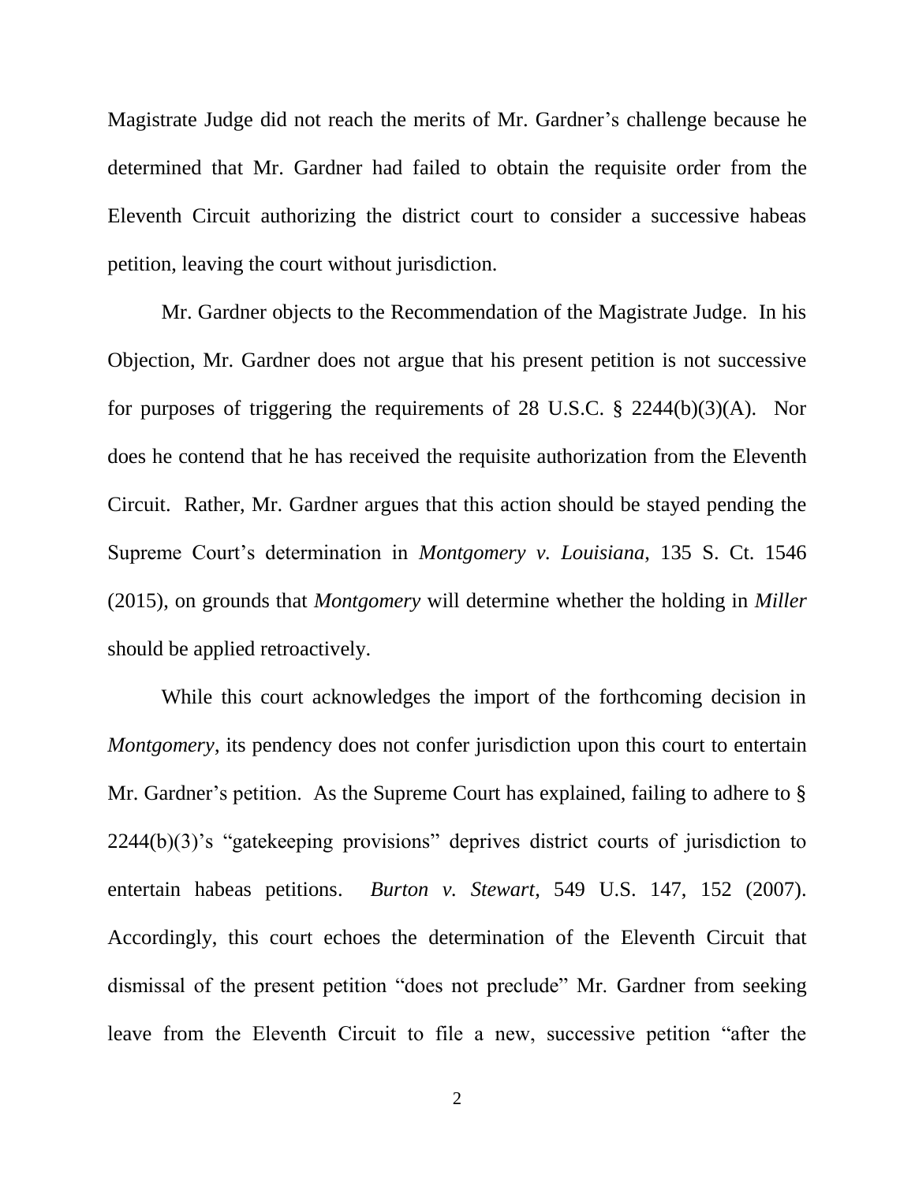Magistrate Judge did not reach the merits of Mr. Gardner's challenge because he determined that Mr. Gardner had failed to obtain the requisite order from the Eleventh Circuit authorizing the district court to consider a successive habeas petition, leaving the court without jurisdiction.

Mr. Gardner objects to the Recommendation of the Magistrate Judge. In his Objection, Mr. Gardner does not argue that his present petition is not successive for purposes of triggering the requirements of 28 U.S.C. § 2244(b)(3)(A). Nor does he contend that he has received the requisite authorization from the Eleventh Circuit. Rather, Mr. Gardner argues that this action should be stayed pending the Supreme Court's determination in *Montgomery v. Louisiana*, 135 S. Ct. 1546 (2015), on grounds that *Montgomery* will determine whether the holding in *Miller* should be applied retroactively.

While this court acknowledges the import of the forthcoming decision in *Montgomery*, its pendency does not confer jurisdiction upon this court to entertain Mr. Gardner's petition. As the Supreme Court has explained, failing to adhere to § 2244(b)(3)'s "gatekeeping provisions" deprives district courts of jurisdiction to entertain habeas petitions. *Burton v. Stewart*, 549 U.S. 147, 152 (2007). Accordingly, this court echoes the determination of the Eleventh Circuit that dismissal of the present petition "does not preclude" Mr. Gardner from seeking leave from the Eleventh Circuit to file a new, successive petition "after the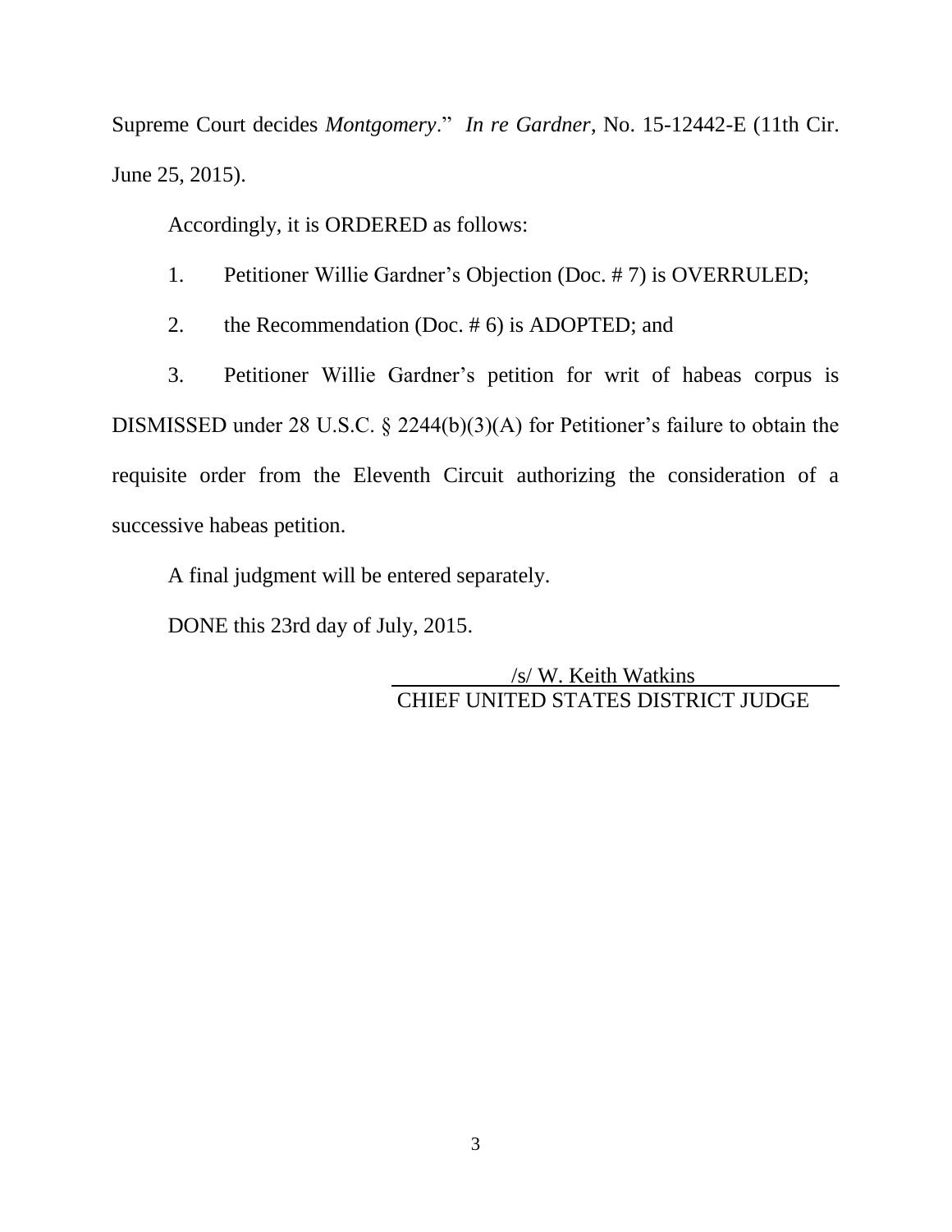Supreme Court decides *Montgomery*." *In re Gardner*, No. 15-12442-E (11th Cir. June 25, 2015).

Accordingly, it is ORDERED as follows:

1. Petitioner Willie Gardner's Objection (Doc. # 7) is OVERRULED;

2. the Recommendation (Doc. # 6) is ADOPTED; and

3. Petitioner Willie Gardner's petition for writ of habeas corpus is DISMISSED under 28 U.S.C. § 2244(b)(3)(A) for Petitioner's failure to obtain the requisite order from the Eleventh Circuit authorizing the consideration of a successive habeas petition.

A final judgment will be entered separately.

DONE this 23rd day of July, 2015.

/s/ W. Keith Watkins
CHIEF UNITED STATES DISTRICT JUDGE